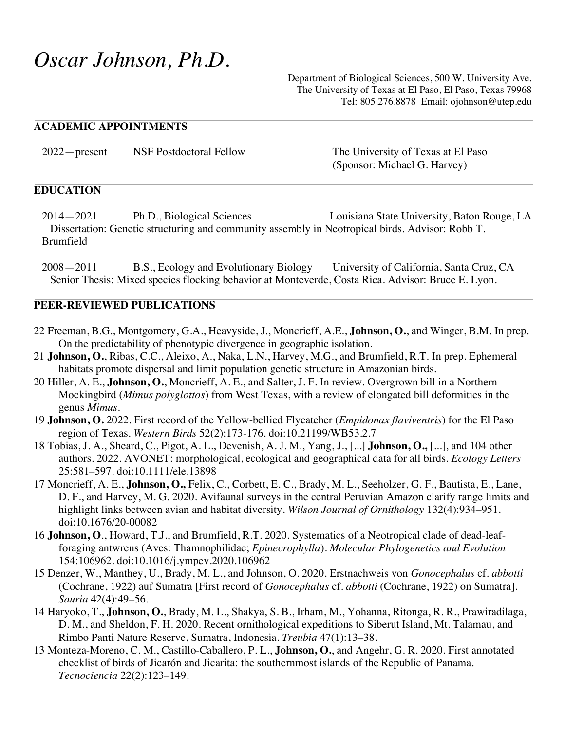# *Oscar Johnson, Ph.D.*

Department of Biological Sciences, 500 W. University Ave.
The University of Texas at El Paso, El Paso, Texas 79968
Tel: 805.276.8878 Email: ojohnson@utep.edu

## ACADEMIC APPOINTMENTS

2022—present NSF Postdoctoral Fellow — The University of Texas at El Paso (Sponsor: Michael G. Harvey)

## EDUCATION

2014—2021 Ph.D., Biological Sciences — Louisiana State University, Baton Rouge, LA
Dissertation: Genetic structuring and community assembly in Neotropical birds. Advisor: Robb T. Brumfield

2008—2011 B.S., Ecology and Evolutionary Biology — University of California, Santa Cruz, CA
Senior Thesis: Mixed species flocking behavior at Monteverde, Costa Rica. Advisor: Bruce E. Lyon.

## PEER-REVIEWED PUBLICATIONS

22 Freeman, B.G., Montgomery, G.A., Heavyside, J., Moncrieff, A.E., **Johnson, O.**, and Winger, B.M. In prep. On the predictability of phenotypic divergence in geographic isolation.

21 **Johnson, O.**, Ribas, C.C., Aleixo, A., Naka, L.N., Harvey, M.G., and Brumfield, R.T. In prep. Ephemeral habitats promote dispersal and limit population genetic structure in Amazonian birds.

20 Hiller, A. E., **Johnson, O.**, Moncrieff, A. E., and Salter, J. F. In review. Overgrown bill in a Northern Mockingbird (*Mimus polyglottos*) from West Texas, with a review of elongated bill deformities in the genus *Mimus*.

19 **Johnson, O.** 2022. First record of the Yellow-bellied Flycatcher (*Empidonax flaviventris*) for the El Paso region of Texas. *Western Birds* 52(2):173-176. doi:10.21199/WB53.2.7

18 Tobias, J. A., Sheard, C., Pigot, A. L., Devenish, A. J. M., Yang, J., [...] **Johnson, O.,** [...], and 104 other authors. 2022. AVONET: morphological, ecological and geographical data for all birds. *Ecology Letters* 25:581–597. doi:10.1111/ele.13898

17 Moncrieff, A. E., **Johnson, O.,** Felix, C., Corbett, E. C., Brady, M. L., Seeholzer, G. F., Bautista, E., Lane, D. F., and Harvey, M. G. 2020. Avifaunal surveys in the central Peruvian Amazon clarify range limits and highlight links between avian and habitat diversity. *Wilson Journal of Ornithology* 132(4):934–951. doi:10.1676/20-00082

16 **Johnson, O**., Howard, T.J., and Brumfield, R.T. 2020. Systematics of a Neotropical clade of dead-leaf-foraging antwrens (Aves: Thamnophilidae; *Epinecrophylla*). *Molecular Phylogenetics and Evolution* 154:106962. doi:10.1016/j.ympev.2020.106962

15 Denzer, W., Manthey, U., Brady, M. L., and Johnson, O. 2020. Erstnachweis von *Gonocephalus* cf. *abbotti* (Cochrane, 1922) auf Sumatra [First record of *Gonocephalus* cf. *abbotti* (Cochrane, 1922) on Sumatra]. *Sauria* 42(4):49–56.

14 Haryoko, T., **Johnson, O.**, Brady, M. L., Shakya, S. B., Irham, M., Yohanna, Ritonga, R. R., Prawiradilaga, D. M., and Sheldon, F. H. 2020. Recent ornithological expeditions to Siberut Island, Mt. Talamau, and Rimbo Panti Nature Reserve, Sumatra, Indonesia. *Treubia* 47(1):13–38.

13 Monteza-Moreno, C. M., Castillo-Caballero, P. L., **Johnson, O.**, and Angehr, G. R. 2020. First annotated checklist of birds of Jicarón and Jicarita: the southernmost islands of the Republic of Panama. *Tecnociencia* 22(2):123–149.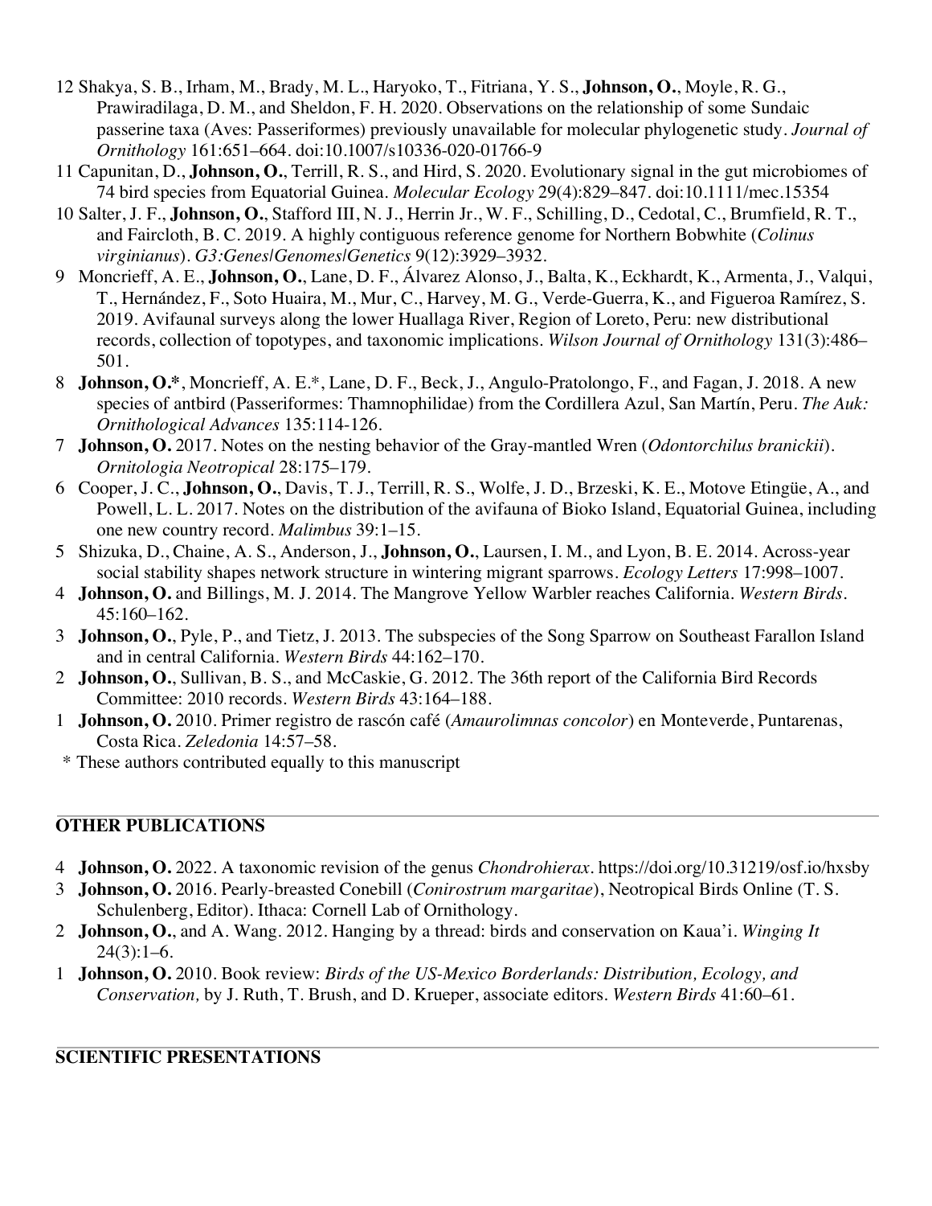12 Shakya, S. B., Irham, M., Brady, M. L., Haryoko, T., Fitriana, Y. S., **Johnson, O.**, Moyle, R. G., Prawiradilaga, D. M., and Sheldon, F. H. 2020. Observations on the relationship of some Sundaic passerine taxa (Aves: Passeriformes) previously unavailable for molecular phylogenetic study. *Journal of Ornithology* 161:651–664. doi:10.1007/s10336-020-01766-9

11 Capunitan, D., **Johnson, O.**, Terrill, R. S., and Hird, S. 2020. Evolutionary signal in the gut microbiomes of 74 bird species from Equatorial Guinea. *Molecular Ecology* 29(4):829–847. doi:10.1111/mec.15354

10 Salter, J. F., **Johnson, O.**, Stafford III, N. J., Herrin Jr., W. F., Schilling, D., Cedotal, C., Brumfield, R. T., and Faircloth, B. C. 2019. A highly contiguous reference genome for Northern Bobwhite (*Colinus virginianus*). *G3:Genes|Genomes|Genetics* 9(12):3929–3932.

9 Moncrieff, A. E., **Johnson, O.**, Lane, D. F., Álvarez Alonso, J., Balta, K., Eckhardt, K., Armenta, J., Valqui, T., Hernández, F., Soto Huaira, M., Mur, C., Harvey, M. G., Verde-Guerra, K., and Figueroa Ramírez, S. 2019. Avifaunal surveys along the lower Huallaga River, Region of Loreto, Peru: new distributional records, collection of topotypes, and taxonomic implications. *Wilson Journal of Ornithology* 131(3):486–501.

8 **Johnson, O.***, Moncrieff, A. E.*, Lane, D. F., Beck, J., Angulo-Pratolongo, F., and Fagan, J. 2018. A new species of antbird (Passeriformes: Thamnophilidae) from the Cordillera Azul, San Martín, Peru. *The Auk: Ornithological Advances* 135:114-126.

7 **Johnson, O.** 2017. Notes on the nesting behavior of the Gray-mantled Wren (*Odontorchilus branickii*). *Ornitologia Neotropical* 28:175–179.

6 Cooper, J. C., **Johnson, O.**, Davis, T. J., Terrill, R. S., Wolfe, J. D., Brzeski, K. E., Motove Etingüe, A., and Powell, L. L. 2017. Notes on the distribution of the avifauna of Bioko Island, Equatorial Guinea, including one new country record. *Malimbus* 39:1–15.

5 Shizuka, D., Chaine, A. S., Anderson, J., **Johnson, O.**, Laursen, I. M., and Lyon, B. E. 2014. Across-year social stability shapes network structure in wintering migrant sparrows. *Ecology Letters* 17:998–1007.

4 **Johnson, O.** and Billings, M. J. 2014. The Mangrove Yellow Warbler reaches California. *Western Birds*. 45:160–162.

3 **Johnson, O.**, Pyle, P., and Tietz, J. 2013. The subspecies of the Song Sparrow on Southeast Farallon Island and in central California. *Western Birds* 44:162–170.

2 **Johnson, O.**, Sullivan, B. S., and McCaskie, G. 2012. The 36th report of the California Bird Records Committee: 2010 records. *Western Birds* 43:164–188.

1 **Johnson, O.** 2010. Primer registro de rascón café (*Amaurolimnas concolor*) en Monteverde, Puntarenas, Costa Rica. *Zeledonia* 14:57–58.

\* These authors contributed equally to this manuscript

## OTHER PUBLICATIONS

4 **Johnson, O.** 2022. A taxonomic revision of the genus *Chondrohierax*. https://doi.org/10.31219/osf.io/hxsby

3 **Johnson, O.** 2016. Pearly-breasted Conebill (*Conirostrum margaritae*), Neotropical Birds Online (T. S. Schulenberg, Editor). Ithaca: Cornell Lab of Ornithology.

2 **Johnson, O.**, and A. Wang. 2012. Hanging by a thread: birds and conservation on Kaua'i. *Winging It* 24(3):1–6.

1 **Johnson, O.** 2010. Book review: *Birds of the US-Mexico Borderlands: Distribution, Ecology, and Conservation,* by J. Ruth, T. Brush, and D. Krueper, associate editors. *Western Birds* 41:60–61.

## SCIENTIFIC PRESENTATIONS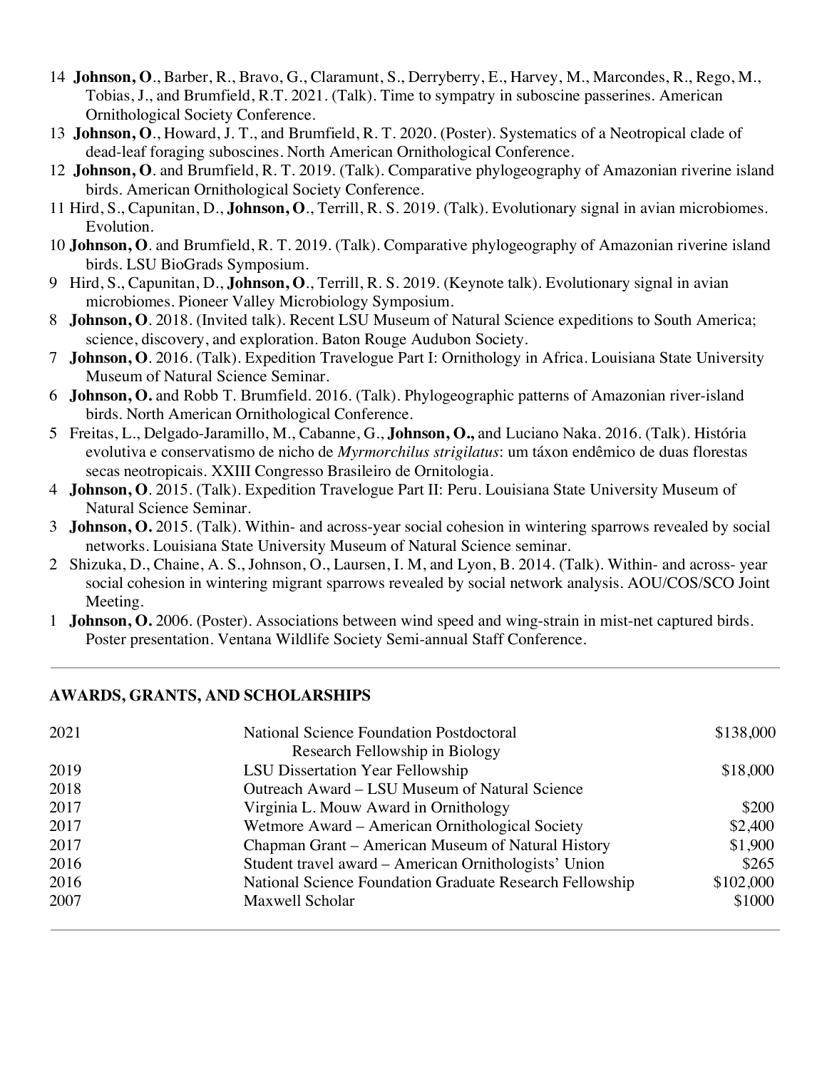14 **Johnson, O**., Barber, R., Bravo, G., Claramunt, S., Derryberry, E., Harvey, M., Marcondes, R., Rego, M., Tobias, J., and Brumfield, R.T. 2021. (Talk). Time to sympatry in suboscine passerines. American Ornithological Society Conference.

13 **Johnson, O**., Howard, J. T., and Brumfield, R. T. 2020. (Poster). Systematics of a Neotropical clade of dead-leaf foraging suboscines. North American Ornithological Conference.

12 **Johnson, O**. and Brumfield, R. T. 2019. (Talk). Comparative phylogeography of Amazonian riverine island birds. American Ornithological Society Conference.

11 Hird, S., Capunitan, D., **Johnson, O**., Terrill, R. S. 2019. (Talk). Evolutionary signal in avian microbiomes. Evolution.

10 **Johnson, O**. and Brumfield, R. T. 2019. (Talk). Comparative phylogeography of Amazonian riverine island birds. LSU BioGrads Symposium.

9 Hird, S., Capunitan, D., **Johnson, O**., Terrill, R. S. 2019. (Keynote talk). Evolutionary signal in avian microbiomes. Pioneer Valley Microbiology Symposium.

8 **Johnson, O**. 2018. (Invited talk). Recent LSU Museum of Natural Science expeditions to South America; science, discovery, and exploration. Baton Rouge Audubon Society.

7 **Johnson, O**. 2016. (Talk). Expedition Travelogue Part I: Ornithology in Africa. Louisiana State University Museum of Natural Science Seminar.

6 **Johnson, O.** and Robb T. Brumfield. 2016. (Talk). Phylogeographic patterns of Amazonian river-island birds. North American Ornithological Conference.

5 Freitas, L., Delgado-Jaramillo, M., Cabanne, G., **Johnson, O.,** and Luciano Naka. 2016. (Talk). História evolutiva e conservatismo de nicho de *Myrmorchilus strigilatus*: um táxon endêmico de duas florestas secas neotropicais. XXIII Congresso Brasileiro de Ornitologia.

4 **Johnson, O**. 2015. (Talk). Expedition Travelogue Part II: Peru. Louisiana State University Museum of Natural Science Seminar.

3 **Johnson, O.** 2015. (Talk). Within- and across-year social cohesion in wintering sparrows revealed by social networks. Louisiana State University Museum of Natural Science seminar.

2 Shizuka, D., Chaine, A. S., Johnson, O., Laursen, I. M, and Lyon, B. 2014. (Talk). Within- and across- year social cohesion in wintering migrant sparrows revealed by social network analysis. AOU/COS/SCO Joint Meeting.

1 **Johnson, O.** 2006. (Poster). Associations between wind speed and wing-strain in mist-net captured birds. Poster presentation. Ventana Wildlife Society Semi-annual Staff Conference.

---

## AWARDS, GRANTS, AND SCHOLARSHIPS

| | | |
|---|---|---|
| 2021 | National Science Foundation Postdoctoral Research Fellowship in Biology | $138,000 |
| 2019 | LSU Dissertation Year Fellowship | $18,000 |
| 2018 | Outreach Award – LSU Museum of Natural Science | |
| 2017 | Virginia L. Mouw Award in Ornithology | $200 |
| 2017 | Wetmore Award – American Ornithological Society | $2,400 |
| 2017 | Chapman Grant – American Museum of Natural History | $1,900 |
| 2016 | Student travel award – American Ornithologists' Union | $265 |
| 2016 | National Science Foundation Graduate Research Fellowship | $102,000 |
| 2007 | Maxwell Scholar | $1000 |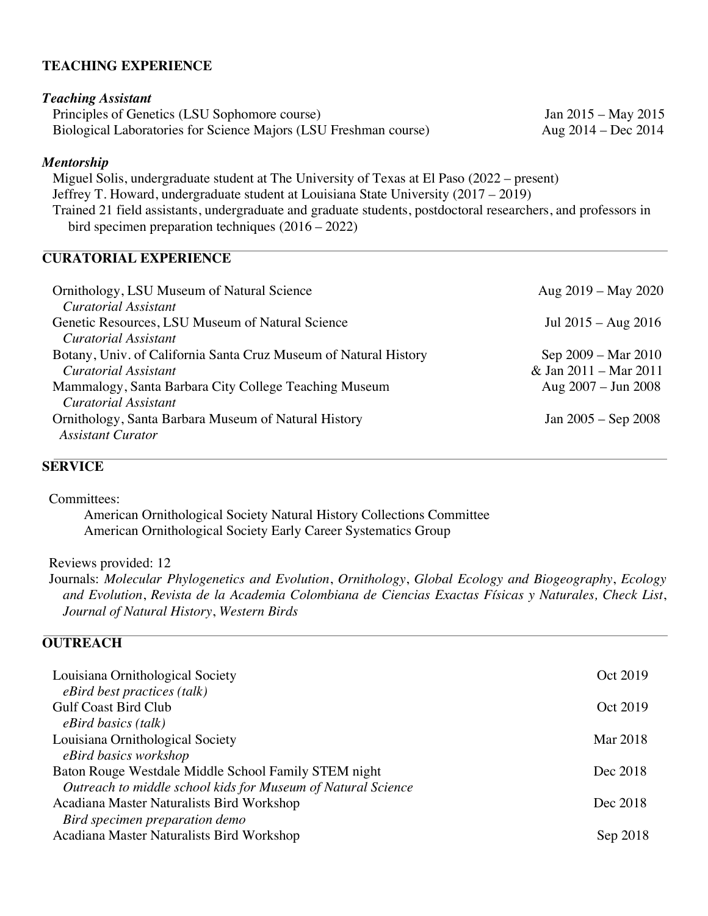## TEACHING EXPERIENCE

***Teaching Assistant***

Principles of Genetics (LSU Sophomore course) — Jan 2015 – May 2015

Biological Laboratories for Science Majors (LSU Freshman course) — Aug 2014 – Dec 2014

***Mentorship***

Miguel Solis, undergraduate student at The University of Texas at El Paso (2022 – present)

Jeffrey T. Howard, undergraduate student at Louisiana State University (2017 – 2019)

Trained 21 field assistants, undergraduate and graduate students, postdoctoral researchers, and professors in bird specimen preparation techniques (2016 – 2022)

## CURATORIAL EXPERIENCE

Ornithology, LSU Museum of Natural Science — Aug 2019 – May 2020
*Curatorial Assistant*

Genetic Resources, LSU Museum of Natural Science — Jul 2015 – Aug 2016
*Curatorial Assistant*

Botany, Univ. of California Santa Cruz Museum of Natural History — Sep 2009 – Mar 2010 & Jan 2011 – Mar 2011
*Curatorial Assistant*

Mammalogy, Santa Barbara City College Teaching Museum — Aug 2007 – Jun 2008
*Curatorial Assistant*

Ornithology, Santa Barbara Museum of Natural History — Jan 2005 – Sep 2008
*Assistant Curator*

## SERVICE

Committees:

- American Ornithological Society Natural History Collections Committee
- American Ornithological Society Early Career Systematics Group

Reviews provided: 12

Journals: *Molecular Phylogenetics and Evolution*, *Ornithology*, *Global Ecology and Biogeography*, *Ecology and Evolution*, *Revista de la Academia Colombiana de Ciencias Exactas Físicas y Naturales, Check List*, *Journal of Natural History*, *Western Birds*

## OUTREACH

Louisiana Ornithological Society — Oct 2019
*eBird best practices (talk)*

Gulf Coast Bird Club — Oct 2019
*eBird basics (talk)*

Louisiana Ornithological Society — Mar 2018
*eBird basics workshop*

Baton Rouge Westdale Middle School Family STEM night — Dec 2018
*Outreach to middle school kids for Museum of Natural Science*

Acadiana Master Naturalists Bird Workshop — Dec 2018
*Bird specimen preparation demo*

Acadiana Master Naturalists Bird Workshop — Sep 2018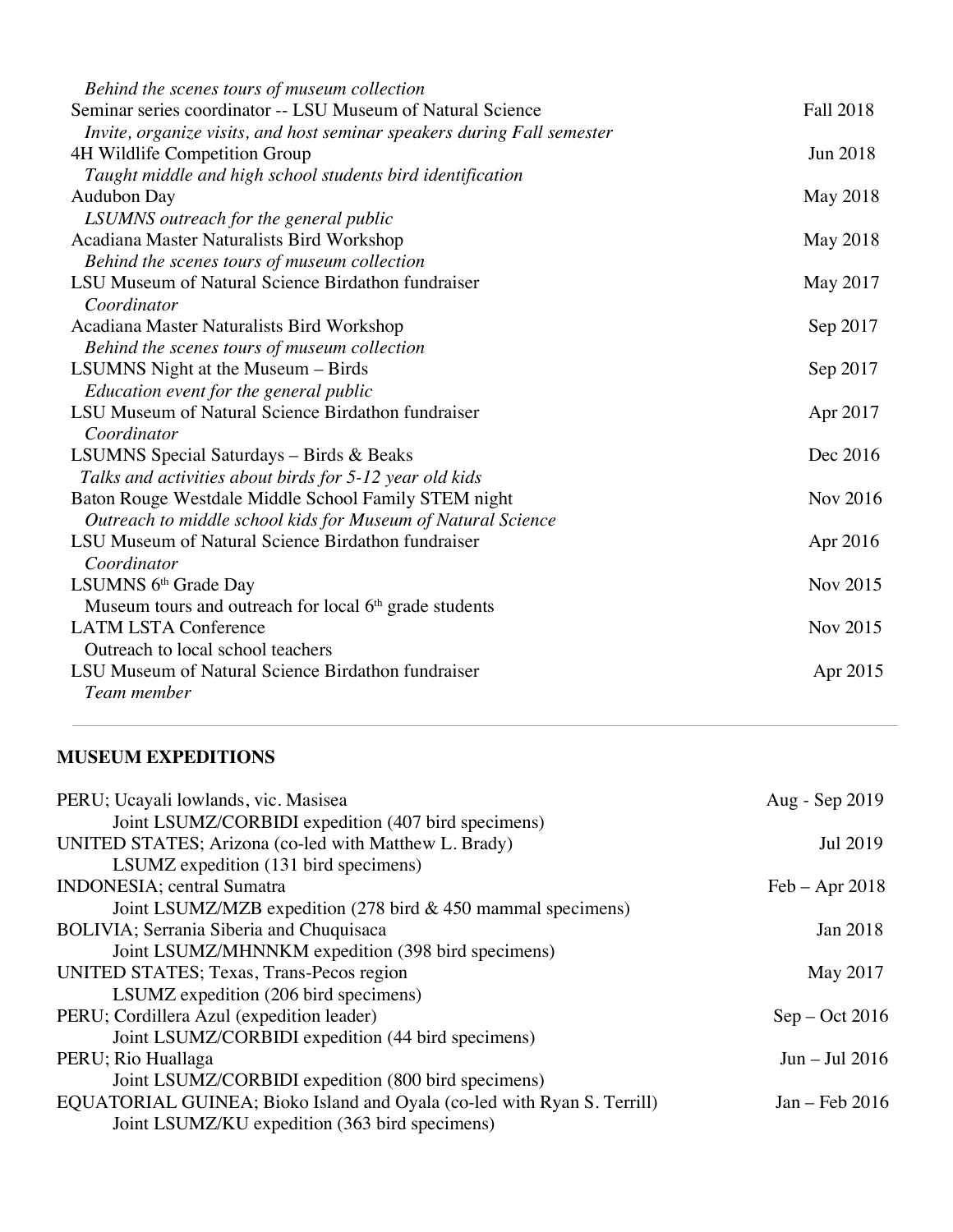*Behind the scenes tours of museum collection*

Seminar series coordinator -- LSU Museum of Natural Science — Fall 2018
*Invite, organize visits, and host seminar speakers during Fall semester*

4H Wildlife Competition Group — Jun 2018
*Taught middle and high school students bird identification*

Audubon Day — May 2018
*LSUMNS outreach for the general public*

Acadiana Master Naturalists Bird Workshop — May 2018
*Behind the scenes tours of museum collection*

LSU Museum of Natural Science Birdathon fundraiser — May 2017
*Coordinator*

Acadiana Master Naturalists Bird Workshop — Sep 2017
*Behind the scenes tours of museum collection*

LSUMNS Night at the Museum – Birds — Sep 2017
*Education event for the general public*

LSU Museum of Natural Science Birdathon fundraiser — Apr 2017
*Coordinator*

LSUMNS Special Saturdays – Birds & Beaks — Dec 2016
*Talks and activities about birds for 5-12 year old kids*

Baton Rouge Westdale Middle School Family STEM night — Nov 2016
*Outreach to middle school kids for Museum of Natural Science*

LSU Museum of Natural Science Birdathon fundraiser — Apr 2016
*Coordinator*

LSUMNS 6th Grade Day — Nov 2015
Museum tours and outreach for local 6th grade students

LATM LSTA Conference — Nov 2015
Outreach to local school teachers

LSU Museum of Natural Science Birdathon fundraiser — Apr 2015
*Team member*

---

## MUSEUM EXPEDITIONS

PERU; Ucayali lowlands, vic. Masisea — Aug - Sep 2019
Joint LSUMZ/CORBIDI expedition (407 bird specimens)

UNITED STATES; Arizona (co-led with Matthew L. Brady) — Jul 2019
LSUMZ expedition (131 bird specimens)

INDONESIA; central Sumatra — Feb – Apr 2018
Joint LSUMZ/MZB expedition (278 bird & 450 mammal specimens)

BOLIVIA; Serrania Siberia and Chuquisaca — Jan 2018
Joint LSUMZ/MHNNKM expedition (398 bird specimens)

UNITED STATES; Texas, Trans-Pecos region — May 2017
LSUMZ expedition (206 bird specimens)

PERU; Cordillera Azul (expedition leader) — Sep – Oct 2016
Joint LSUMZ/CORBIDI expedition (44 bird specimens)

PERU; Rio Huallaga — Jun – Jul 2016
Joint LSUMZ/CORBIDI expedition (800 bird specimens)

EQUATORIAL GUINEA; Bioko Island and Oyala (co-led with Ryan S. Terrill) — Jan – Feb 2016
Joint LSUMZ/KU expedition (363 bird specimens)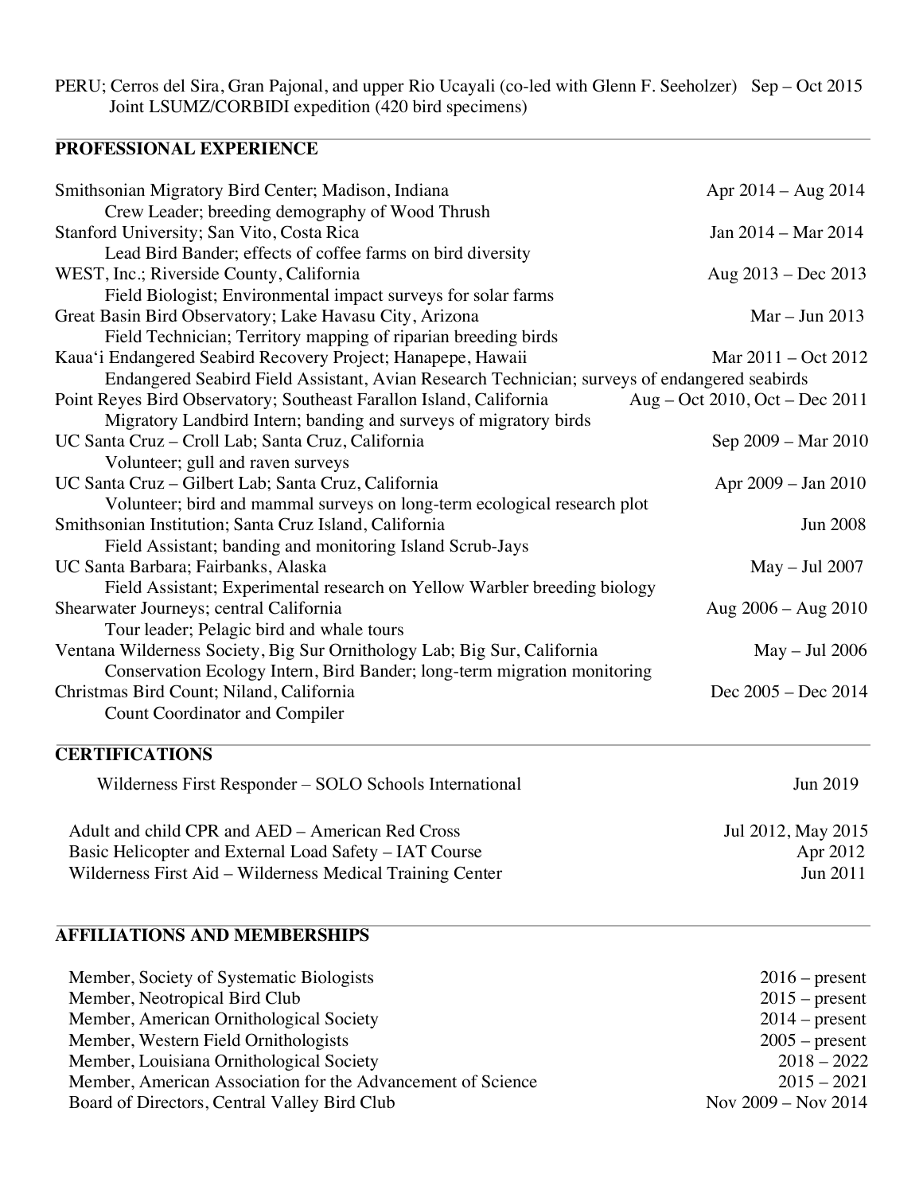PERU; Cerros del Sira, Gran Pajonal, and upper Rio Ucayali (co-led with Glenn F. Seeholzer) Sep – Oct 2015
Joint LSUMZ/CORBIDI expedition (420 bird specimens)

## PROFESSIONAL EXPERIENCE

Smithsonian Migratory Bird Center; Madison, Indiana — Apr 2014 – Aug 2014
Crew Leader; breeding demography of Wood Thrush

Stanford University; San Vito, Costa Rica — Jan 2014 – Mar 2014
Lead Bird Bander; effects of coffee farms on bird diversity

WEST, Inc.; Riverside County, California — Aug 2013 – Dec 2013
Field Biologist; Environmental impact surveys for solar farms

Great Basin Bird Observatory; Lake Havasu City, Arizona — Mar – Jun 2013
Field Technician; Territory mapping of riparian breeding birds

Kaua'i Endangered Seabird Recovery Project; Hanapepe, Hawaii — Mar 2011 – Oct 2012
Endangered Seabird Field Assistant, Avian Research Technician; surveys of endangered seabirds

Point Reyes Bird Observatory; Southeast Farallon Island, California — Aug – Oct 2010, Oct – Dec 2011
Migratory Landbird Intern; banding and surveys of migratory birds

UC Santa Cruz – Croll Lab; Santa Cruz, California — Sep 2009 – Mar 2010
Volunteer; gull and raven surveys

UC Santa Cruz – Gilbert Lab; Santa Cruz, California — Apr 2009 – Jan 2010
Volunteer; bird and mammal surveys on long-term ecological research plot

Smithsonian Institution; Santa Cruz Island, California — Jun 2008
Field Assistant; banding and monitoring Island Scrub-Jays

UC Santa Barbara; Fairbanks, Alaska — May – Jul 2007
Field Assistant; Experimental research on Yellow Warbler breeding biology

Shearwater Journeys; central California — Aug 2006 – Aug 2010
Tour leader; Pelagic bird and whale tours

Ventana Wilderness Society, Big Sur Ornithology Lab; Big Sur, California — May – Jul 2006
Conservation Ecology Intern, Bird Bander; long-term migration monitoring

Christmas Bird Count; Niland, California — Dec 2005 – Dec 2014
Count Coordinator and Compiler

## CERTIFICATIONS

Wilderness First Responder – SOLO Schools International — Jun 2019

Adult and child CPR and AED – American Red Cross — Jul 2012, May 2015
Basic Helicopter and External Load Safety – IAT Course — Apr 2012
Wilderness First Aid – Wilderness Medical Training Center — Jun 2011

## AFFILIATIONS AND MEMBERSHIPS

Member, Society of Systematic Biologists — 2016 – present
Member, Neotropical Bird Club — 2015 – present
Member, American Ornithological Society — 2014 – present
Member, Western Field Ornithologists — 2005 – present
Member, Louisiana Ornithological Society — 2018 – 2022
Member, American Association for the Advancement of Science — 2015 – 2021
Board of Directors, Central Valley Bird Club — Nov 2009 – Nov 2014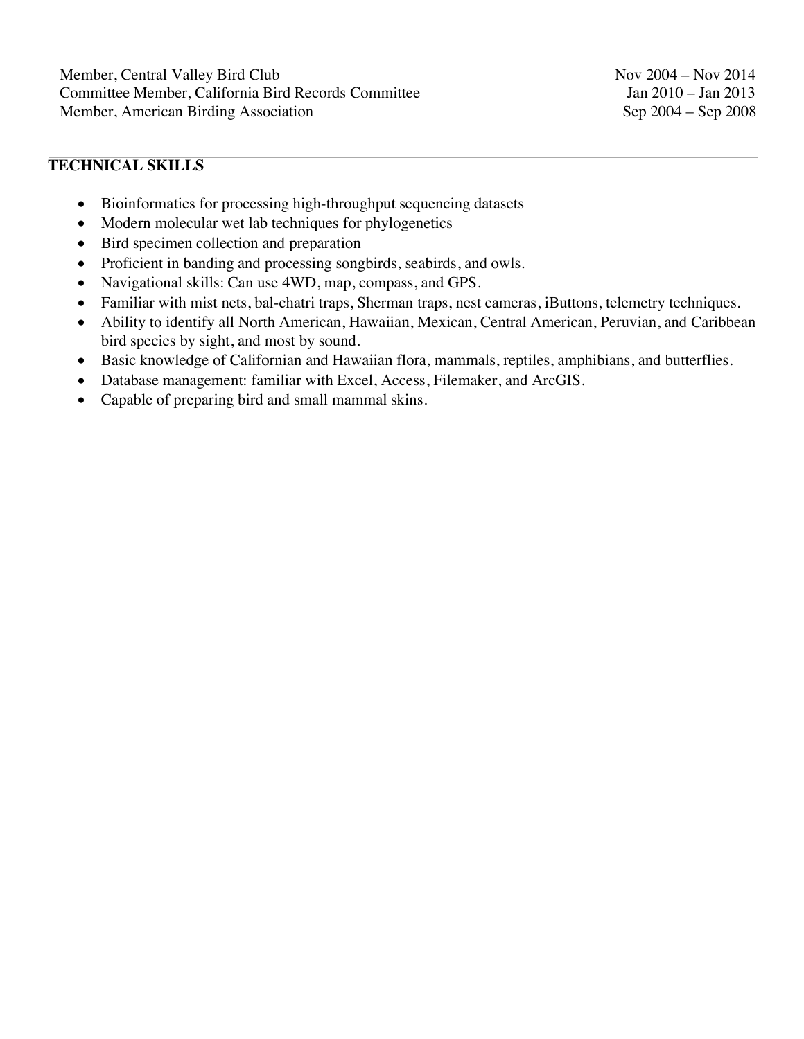Member, Central Valley Bird Club — Nov 2004 – Nov 2014
Committee Member, California Bird Records Committee — Jan 2010 – Jan 2013
Member, American Birding Association — Sep 2004 – Sep 2008

## TECHNICAL SKILLS

- Bioinformatics for processing high-throughput sequencing datasets
- Modern molecular wet lab techniques for phylogenetics
- Bird specimen collection and preparation
- Proficient in banding and processing songbirds, seabirds, and owls.
- Navigational skills: Can use 4WD, map, compass, and GPS.
- Familiar with mist nets, bal-chatri traps, Sherman traps, nest cameras, iButtons, telemetry techniques.
- Ability to identify all North American, Hawaiian, Mexican, Central American, Peruvian, and Caribbean bird species by sight, and most by sound.
- Basic knowledge of Californian and Hawaiian flora, mammals, reptiles, amphibians, and butterflies.
- Database management: familiar with Excel, Access, Filemaker, and ArcGIS.
- Capable of preparing bird and small mammal skins.